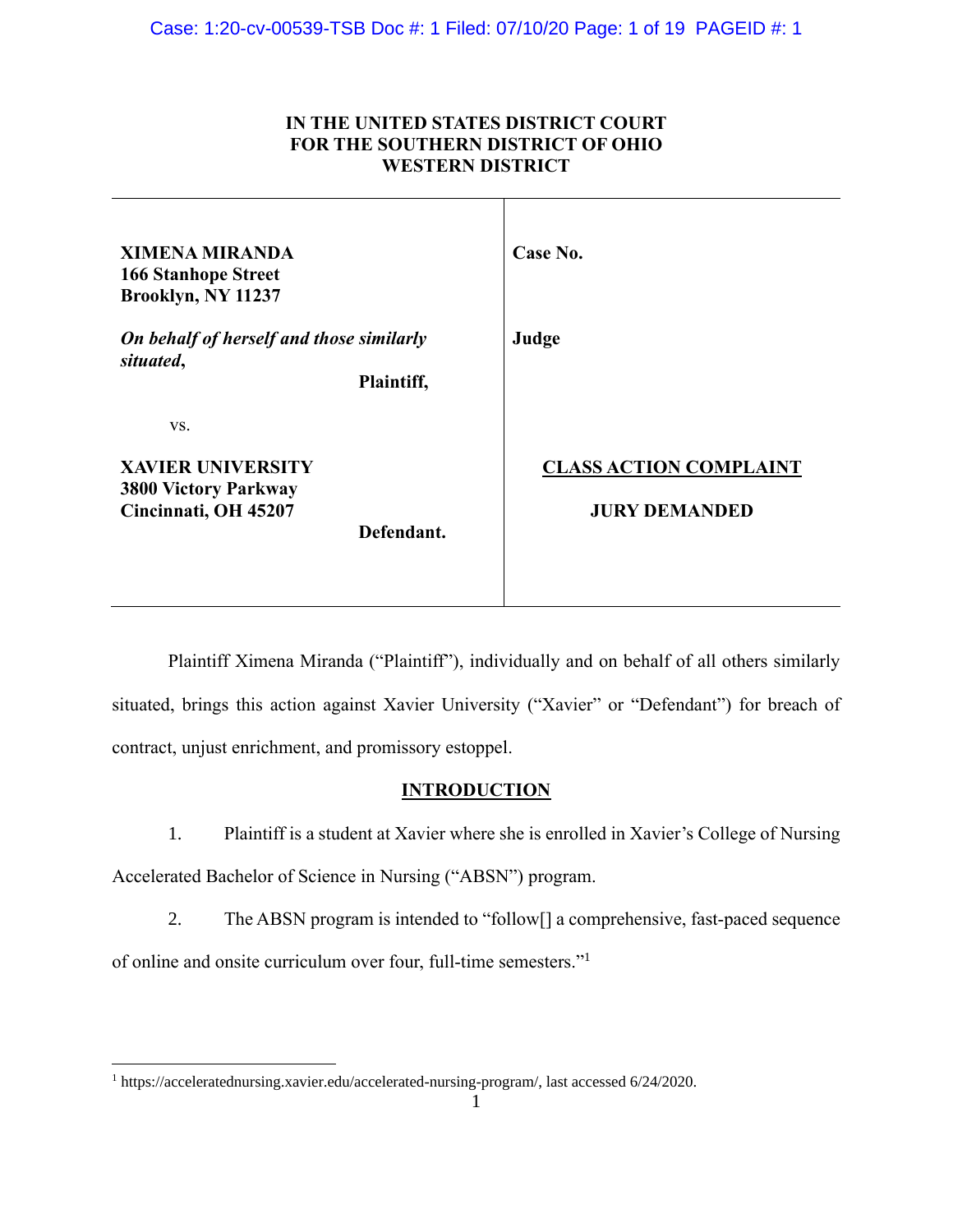**IN THE UNITED STATES DISTRICT COURT**
**FOR THE SOUTHERN DISTRICT OF OHIO**
**WESTERN DISTRICT**

| | |
|---|---|
| **XIMENA MIRANDA**<br>**166 Stanhope Street**<br>**Brooklyn, NY 11237**<br><br>***On behalf of herself and those similarly situated*,**<br>**Plaintiff,**<br><br>vs.<br><br>**XAVIER UNIVERSITY**<br>**3800 Victory Parkway**<br>**Cincinnati, OH 45207**<br>**Defendant.** | **Case No.**<br><br>**Judge**<br><br>**<u>CLASS ACTION COMPLAINT</u>**<br><br>**JURY DEMANDED** |

Plaintiff Ximena Miranda ("Plaintiff"), individually and on behalf of all others similarly situated, brings this action against Xavier University ("Xavier" or "Defendant") for breach of contract, unjust enrichment, and promissory estoppel.

## INTRODUCTION

1. Plaintiff is a student at Xavier where she is enrolled in Xavier's College of Nursing Accelerated Bachelor of Science in Nursing ("ABSN") program.

2. The ABSN program is intended to "follow[] a comprehensive, fast-paced sequence of online and onsite curriculum over four, full-time semesters."[1]

[1] https://acceleratednursing.xavier.edu/accelerated-nursing-program/, last accessed 6/24/2020.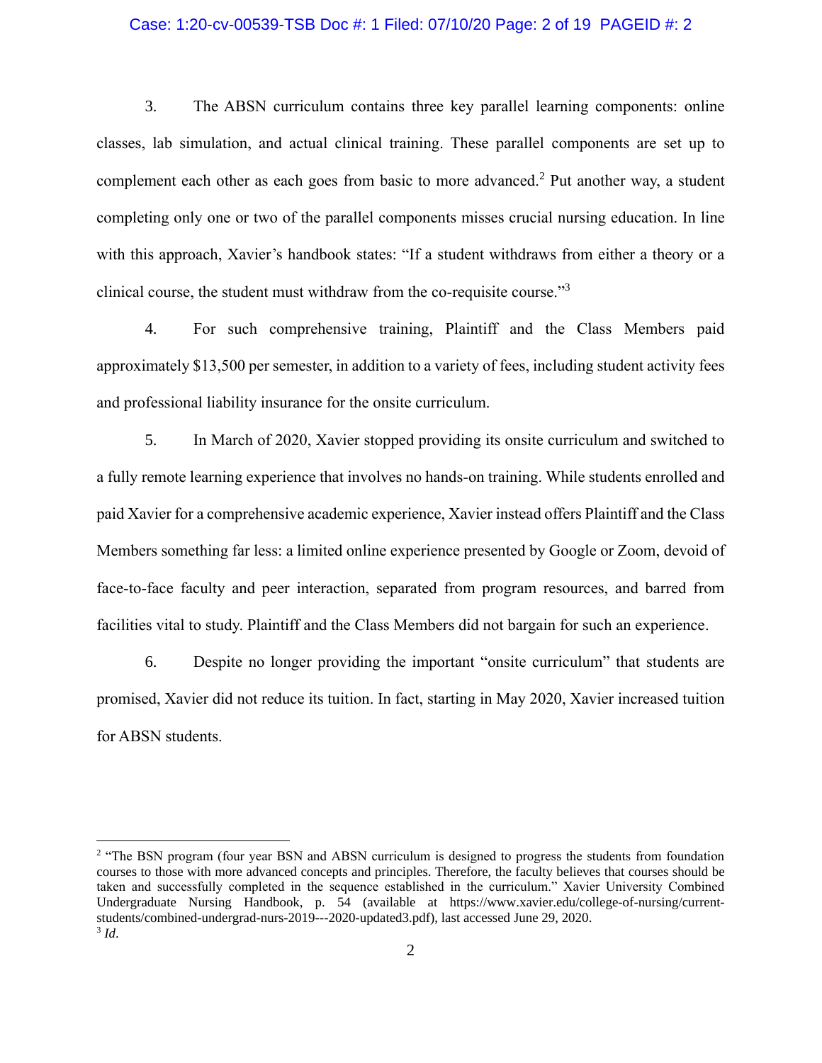3. The ABSN curriculum contains three key parallel learning components: online classes, lab simulation, and actual clinical training. These parallel components are set up to complement each other as each goes from basic to more advanced.[2] Put another way, a student completing only one or two of the parallel components misses crucial nursing education. In line with this approach, Xavier's handbook states: "If a student withdraws from either a theory or a clinical course, the student must withdraw from the co-requisite course."[3]

4. For such comprehensive training, Plaintiff and the Class Members paid approximately $13,500 per semester, in addition to a variety of fees, including student activity fees and professional liability insurance for the onsite curriculum.

5. In March of 2020, Xavier stopped providing its onsite curriculum and switched to a fully remote learning experience that involves no hands-on training. While students enrolled and paid Xavier for a comprehensive academic experience, Xavier instead offers Plaintiff and the Class Members something far less: a limited online experience presented by Google or Zoom, devoid of face-to-face faculty and peer interaction, separated from program resources, and barred from facilities vital to study. Plaintiff and the Class Members did not bargain for such an experience.

6. Despite no longer providing the important "onsite curriculum" that students are promised, Xavier did not reduce its tuition. In fact, starting in May 2020, Xavier increased tuition for ABSN students.

---

[2] "The BSN program (four year BSN and ABSN curriculum is designed to progress the students from foundation courses to those with more advanced concepts and principles. Therefore, the faculty believes that courses should be taken and successfully completed in the sequence established in the curriculum." Xavier University Combined Undergraduate Nursing Handbook, p. 54 (available at https://www.xavier.edu/college-of-nursing/current-students/combined-undergrad-nurs-2019---2020-updated3.pdf), last accessed June 29, 2020.

[3] *Id*.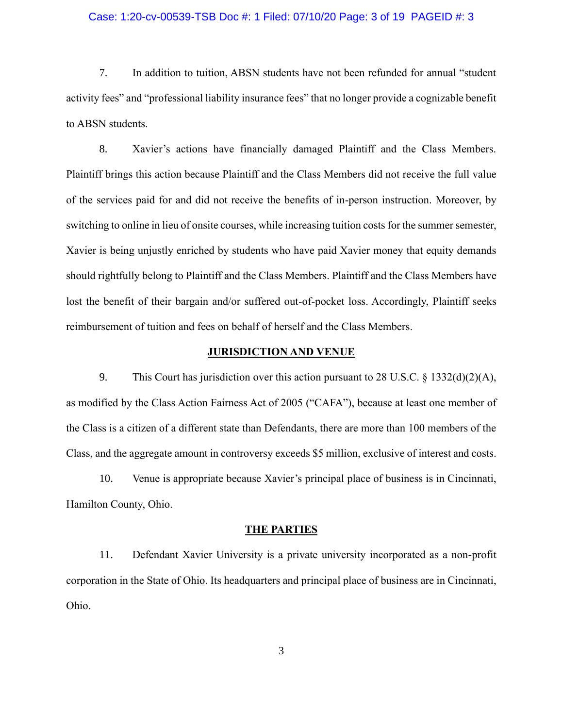7. In addition to tuition, ABSN students have not been refunded for annual "student activity fees" and "professional liability insurance fees" that no longer provide a cognizable benefit to ABSN students.

8. Xavier's actions have financially damaged Plaintiff and the Class Members. Plaintiff brings this action because Plaintiff and the Class Members did not receive the full value of the services paid for and did not receive the benefits of in-person instruction. Moreover, by switching to online in lieu of onsite courses, while increasing tuition costs for the summer semester, Xavier is being unjustly enriched by students who have paid Xavier money that equity demands should rightfully belong to Plaintiff and the Class Members. Plaintiff and the Class Members have lost the benefit of their bargain and/or suffered out-of-pocket loss. Accordingly, Plaintiff seeks reimbursement of tuition and fees on behalf of herself and the Class Members.

## JURISDICTION AND VENUE

9. This Court has jurisdiction over this action pursuant to 28 U.S.C. § 1332(d)(2)(A), as modified by the Class Action Fairness Act of 2005 ("CAFA"), because at least one member of the Class is a citizen of a different state than Defendants, there are more than 100 members of the Class, and the aggregate amount in controversy exceeds $5 million, exclusive of interest and costs.

10. Venue is appropriate because Xavier's principal place of business is in Cincinnati, Hamilton County, Ohio.

## THE PARTIES

11. Defendant Xavier University is a private university incorporated as a non-profit corporation in the State of Ohio. Its headquarters and principal place of business are in Cincinnati, Ohio.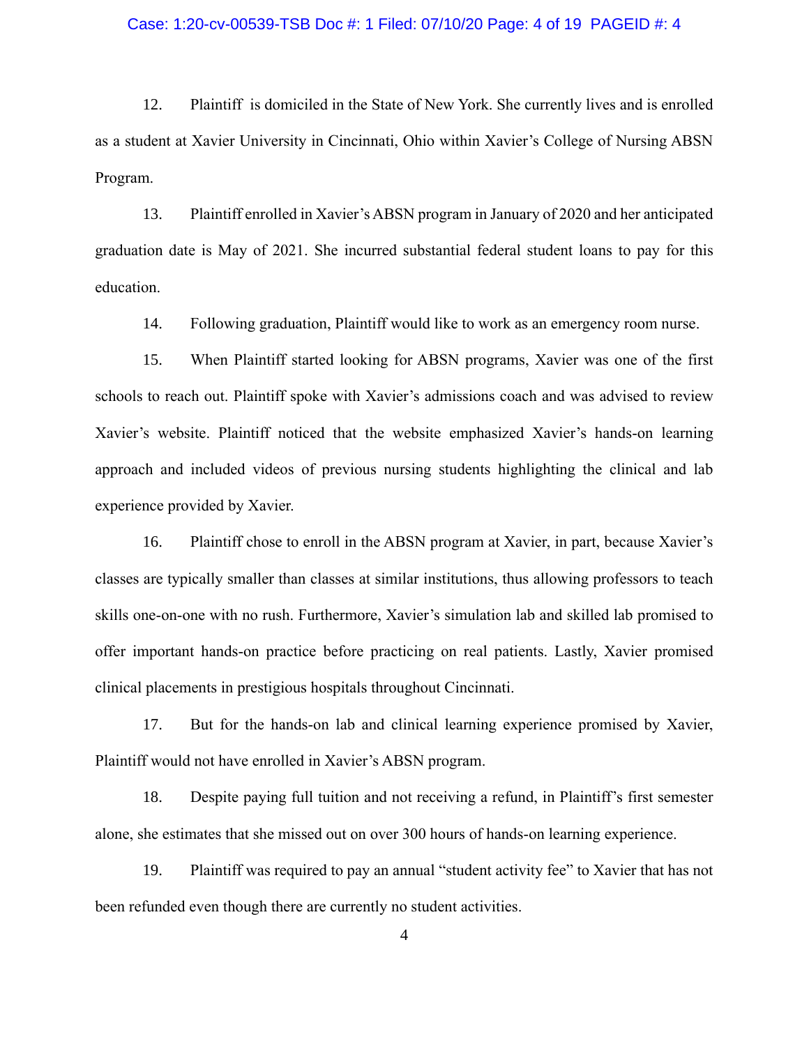12. Plaintiff is domiciled in the State of New York. She currently lives and is enrolled as a student at Xavier University in Cincinnati, Ohio within Xavier's College of Nursing ABSN Program.

13. Plaintiff enrolled in Xavier's ABSN program in January of 2020 and her anticipated graduation date is May of 2021. She incurred substantial federal student loans to pay for this education.

14. Following graduation, Plaintiff would like to work as an emergency room nurse.

15. When Plaintiff started looking for ABSN programs, Xavier was one of the first schools to reach out. Plaintiff spoke with Xavier's admissions coach and was advised to review Xavier's website. Plaintiff noticed that the website emphasized Xavier's hands-on learning approach and included videos of previous nursing students highlighting the clinical and lab experience provided by Xavier.

16. Plaintiff chose to enroll in the ABSN program at Xavier, in part, because Xavier's classes are typically smaller than classes at similar institutions, thus allowing professors to teach skills one-on-one with no rush. Furthermore, Xavier's simulation lab and skilled lab promised to offer important hands-on practice before practicing on real patients. Lastly, Xavier promised clinical placements in prestigious hospitals throughout Cincinnati.

17. But for the hands-on lab and clinical learning experience promised by Xavier, Plaintiff would not have enrolled in Xavier's ABSN program.

18. Despite paying full tuition and not receiving a refund, in Plaintiff's first semester alone, she estimates that she missed out on over 300 hours of hands-on learning experience.

19. Plaintiff was required to pay an annual "student activity fee" to Xavier that has not been refunded even though there are currently no student activities.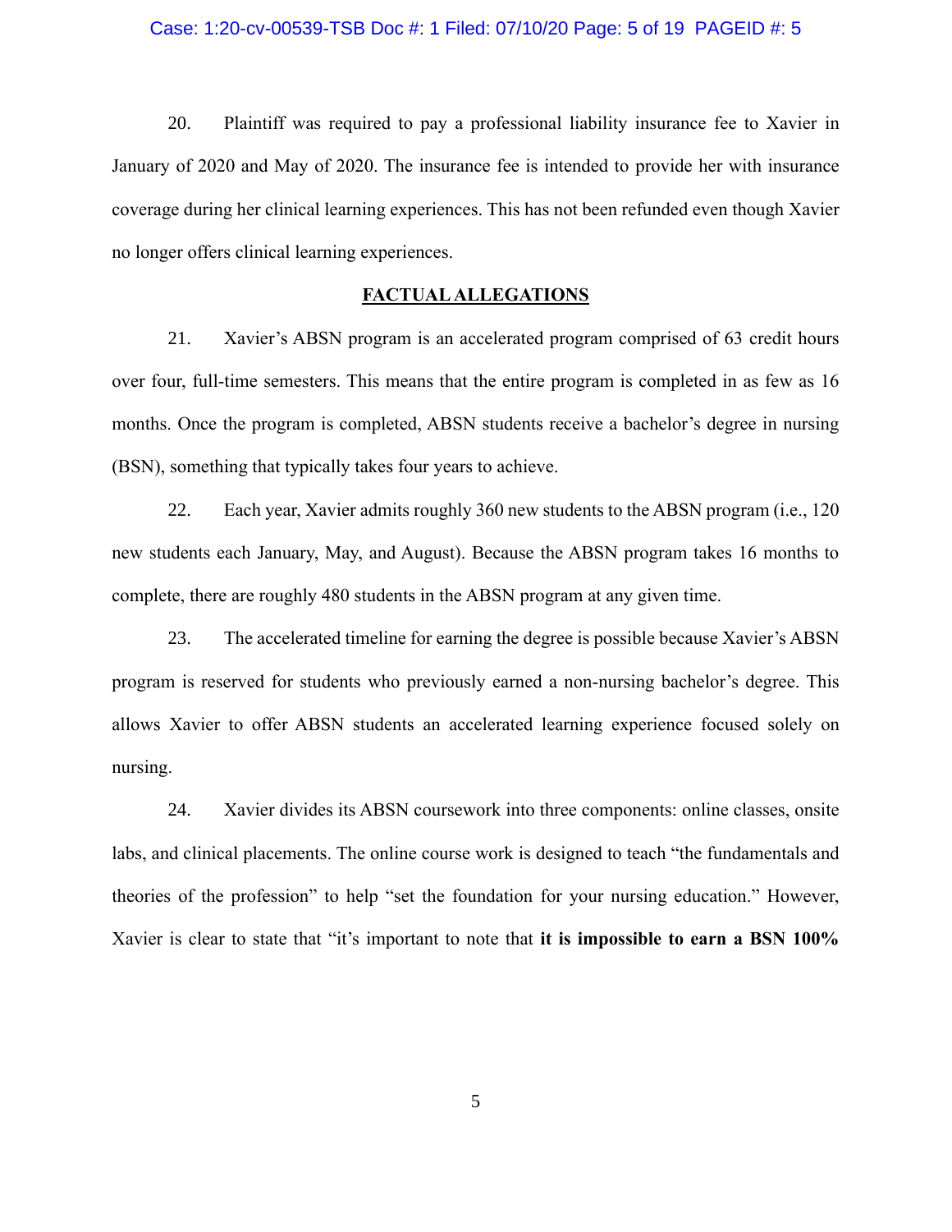20. Plaintiff was required to pay a professional liability insurance fee to Xavier in January of 2020 and May of 2020. The insurance fee is intended to provide her with insurance coverage during her clinical learning experiences. This has not been refunded even though Xavier no longer offers clinical learning experiences.

## FACTUAL ALLEGATIONS

21. Xavier's ABSN program is an accelerated program comprised of 63 credit hours over four, full-time semesters. This means that the entire program is completed in as few as 16 months. Once the program is completed, ABSN students receive a bachelor's degree in nursing (BSN), something that typically takes four years to achieve.

22. Each year, Xavier admits roughly 360 new students to the ABSN program (i.e., 120 new students each January, May, and August). Because the ABSN program takes 16 months to complete, there are roughly 480 students in the ABSN program at any given time.

23. The accelerated timeline for earning the degree is possible because Xavier's ABSN program is reserved for students who previously earned a non-nursing bachelor's degree. This allows Xavier to offer ABSN students an accelerated learning experience focused solely on nursing.

24. Xavier divides its ABSN coursework into three components: online classes, onsite labs, and clinical placements. The online course work is designed to teach "the fundamentals and theories of the profession" to help "set the foundation for your nursing education." However, Xavier is clear to state that "it's important to note that **it is impossible to earn a BSN 100%**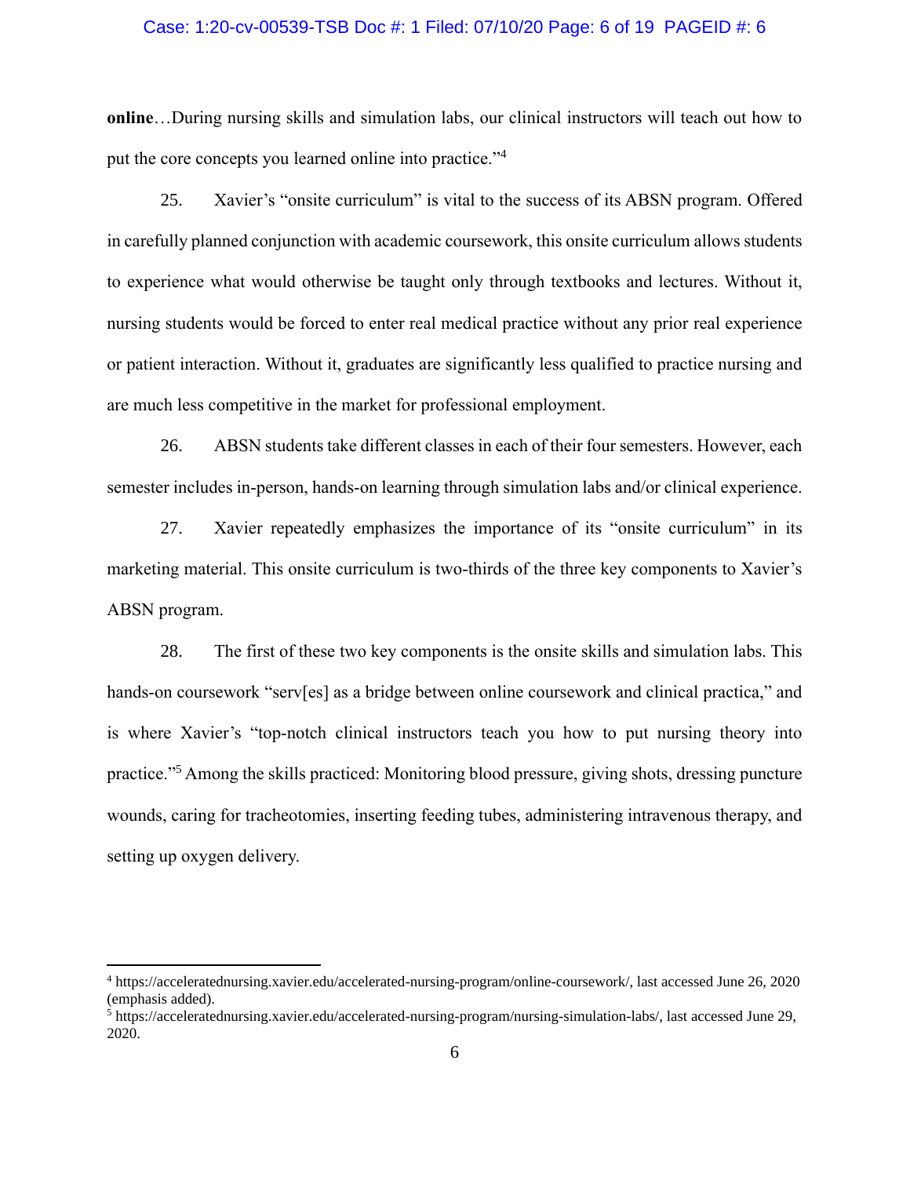**online**…During nursing skills and simulation labs, our clinical instructors will teach out how to put the core concepts you learned online into practice."[4]

25. Xavier's "onsite curriculum" is vital to the success of its ABSN program. Offered in carefully planned conjunction with academic coursework, this onsite curriculum allows students to experience what would otherwise be taught only through textbooks and lectures. Without it, nursing students would be forced to enter real medical practice without any prior real experience or patient interaction. Without it, graduates are significantly less qualified to practice nursing and are much less competitive in the market for professional employment.

26. ABSN students take different classes in each of their four semesters. However, each semester includes in-person, hands-on learning through simulation labs and/or clinical experience.

27. Xavier repeatedly emphasizes the importance of its "onsite curriculum" in its marketing material. This onsite curriculum is two-thirds of the three key components to Xavier's ABSN program.

28. The first of these two key components is the onsite skills and simulation labs. This hands-on coursework "serv[es] as a bridge between online coursework and clinical practica," and is where Xavier's "top-notch clinical instructors teach you how to put nursing theory into practice."[5] Among the skills practiced: Monitoring blood pressure, giving shots, dressing puncture wounds, caring for tracheotomies, inserting feeding tubes, administering intravenous therapy, and setting up oxygen delivery.

---

[4] https://acceleratednursing.xavier.edu/accelerated-nursing-program/online-coursework/, last accessed June 26, 2020 (emphasis added).

[5] https://acceleratednursing.xavier.edu/accelerated-nursing-program/nursing-simulation-labs/, last accessed June 29, 2020.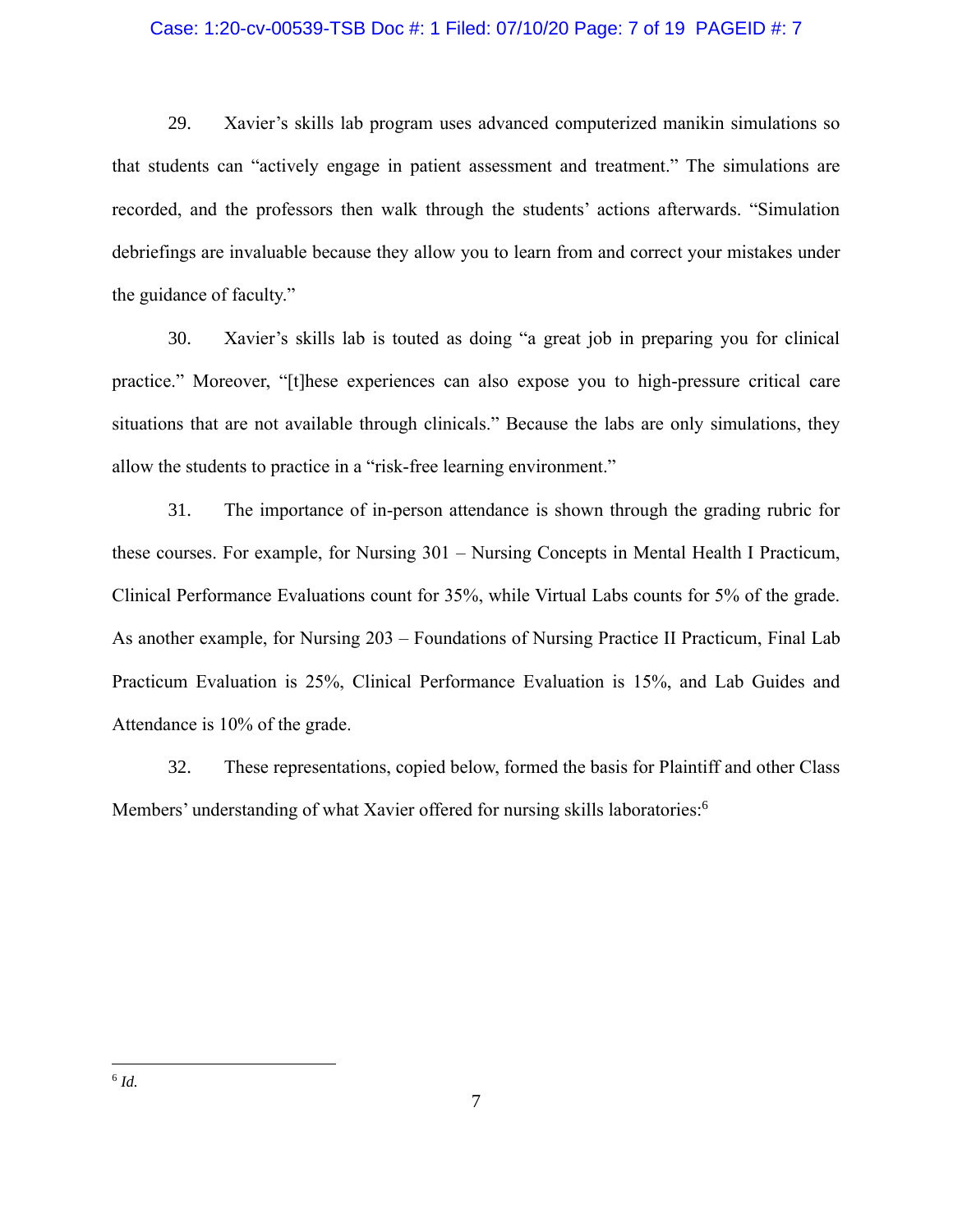29. Xavier's skills lab program uses advanced computerized manikin simulations so that students can "actively engage in patient assessment and treatment." The simulations are recorded, and the professors then walk through the students' actions afterwards. "Simulation debriefings are invaluable because they allow you to learn from and correct your mistakes under the guidance of faculty."

30. Xavier's skills lab is touted as doing "a great job in preparing you for clinical practice." Moreover, "[t]hese experiences can also expose you to high-pressure critical care situations that are not available through clinicals." Because the labs are only simulations, they allow the students to practice in a "risk-free learning environment."

31. The importance of in-person attendance is shown through the grading rubric for these courses. For example, for Nursing 301 – Nursing Concepts in Mental Health I Practicum, Clinical Performance Evaluations count for 35%, while Virtual Labs counts for 5% of the grade. As another example, for Nursing 203 – Foundations of Nursing Practice II Practicum, Final Lab Practicum Evaluation is 25%, Clinical Performance Evaluation is 15%, and Lab Guides and Attendance is 10% of the grade.

32. These representations, copied below, formed the basis for Plaintiff and other Class Members' understanding of what Xavier offered for nursing skills laboratories:[6]

---

[6] *Id.*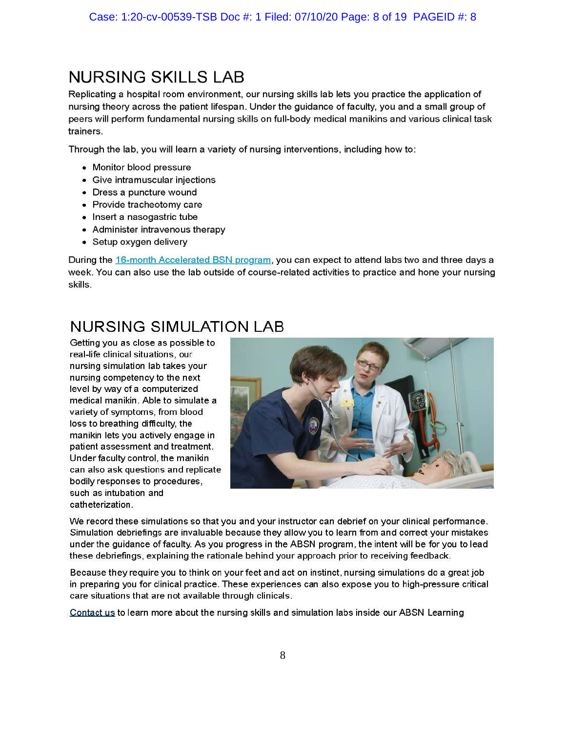# NURSING SKILLS LAB

Replicating a hospital room environment, our nursing skills lab lets you practice the application of nursing theory across the patient lifespan. Under the guidance of faculty, you and a small group of peers will perform fundamental nursing skills on full-body medical manikins and various clinical task trainers.

Through the lab, you will learn a variety of nursing interventions, including how to:

- Monitor blood pressure
- Give intramuscular injections
- Dress a puncture wound
- Provide tracheotomy care
- Insert a nasogastric tube
- Administer intravenous therapy
- Setup oxygen delivery

During the 16-month Accelerated BSN program, you can expect to attend labs two and three days a week. You can also use the lab outside of course-related activities to practice and hone your nursing skills.

# NURSING SIMULATION LAB

Getting you as close as possible to real-life clinical situations, our nursing simulation lab takes your nursing competency to the next level by way of a computerized medical manikin. Able to simulate a variety of symptoms, from blood loss to breathing difficulty, the manikin lets you actively engage in patient assessment and treatment. Under faculty control, the manikin can also ask questions and replicate bodily responses to procedures, such as intubation and catheterization.

We record these simulations so that you and your instructor can debrief on your clinical performance. Simulation debriefings are invaluable because they allow you to learn from and correct your mistakes under the guidance of faculty. As you progress in the ABSN program, the intent will be for you to lead these debriefings, explaining the rationale behind your approach prior to receiving feedback.

Because they require you to think on your feet and act on instinct, nursing simulations do a great job in preparing you for clinical practice. These experiences can also expose you to high-pressure critical care situations that are not available through clinicals.

Contact us to learn more about the nursing skills and simulation labs inside our ABSN Learning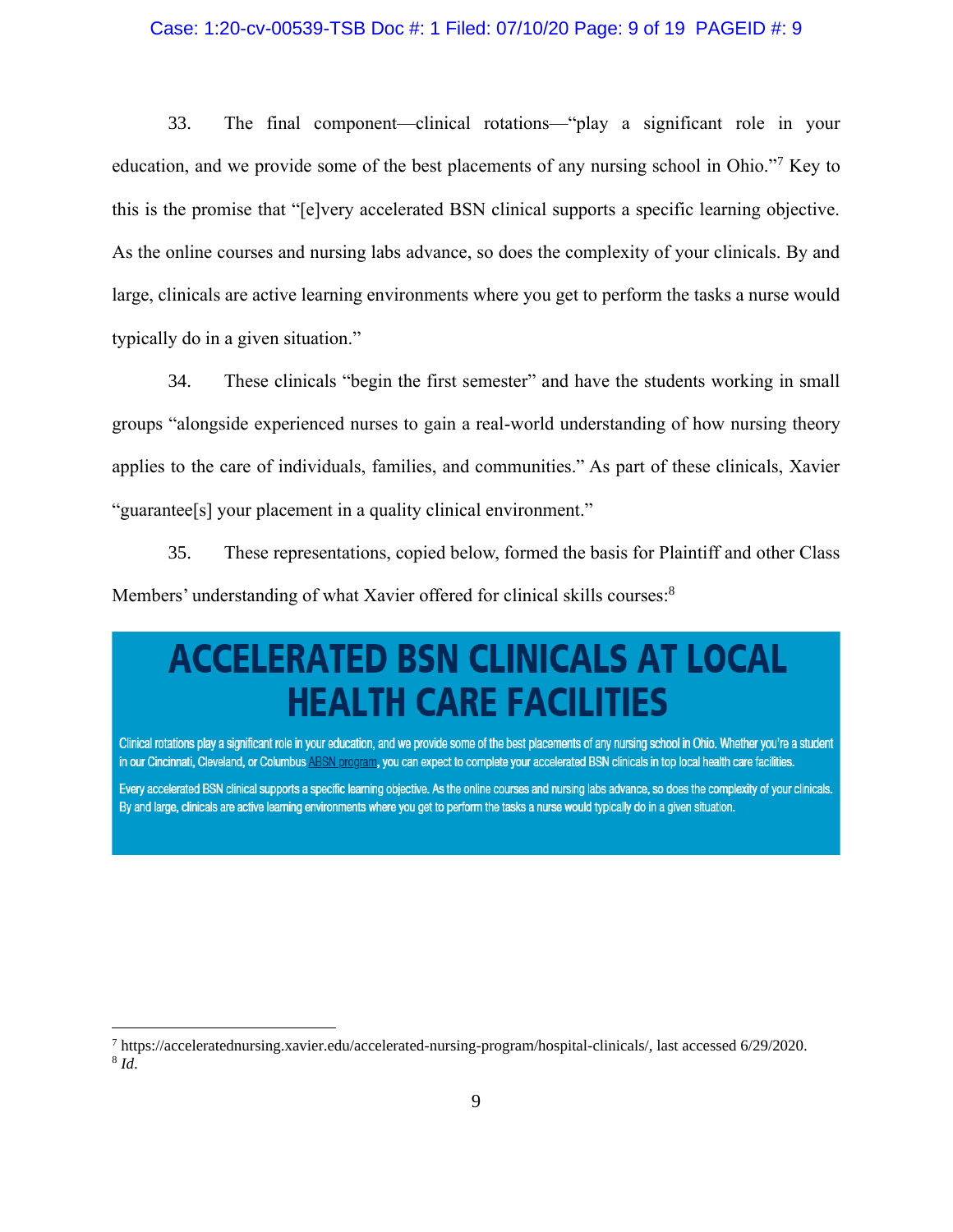33. The final component—clinical rotations—"play a significant role in your education, and we provide some of the best placements of any nursing school in Ohio."[7] Key to this is the promise that "[e]very accelerated BSN clinical supports a specific learning objective. As the online courses and nursing labs advance, so does the complexity of your clinicals. By and large, clinicals are active learning environments where you get to perform the tasks a nurse would typically do in a given situation."

34. These clinicals "begin the first semester" and have the students working in small groups "alongside experienced nurses to gain a real-world understanding of how nursing theory applies to the care of individuals, families, and communities." As part of these clinicals, Xavier "guarantee[s] your placement in a quality clinical environment."

35. These representations, copied below, formed the basis for Plaintiff and other Class Members' understanding of what Xavier offered for clinical skills courses:[8]

# ACCELERATED BSN CLINICALS AT LOCAL HEALTH CARE FACILITIES

Clinical rotations play a significant role in your education, and we provide some of the best placements of any nursing school in Ohio. Whether you're a student in our Cincinnati, Cleveland, or Columbus ABSN program, you can expect to complete your accelerated BSN clinicals in top local health care facilities.

Every accelerated BSN clinical supports a specific learning objective. As the online courses and nursing labs advance, so does the complexity of your clinicals. By and large, clinicals are active learning environments where you get to perform the tasks a nurse would typically do in a given situation.

---

[7] https://acceleratednursing.xavier.edu/accelerated-nursing-program/hospital-clinicals/, last accessed 6/29/2020.
[8] *Id*.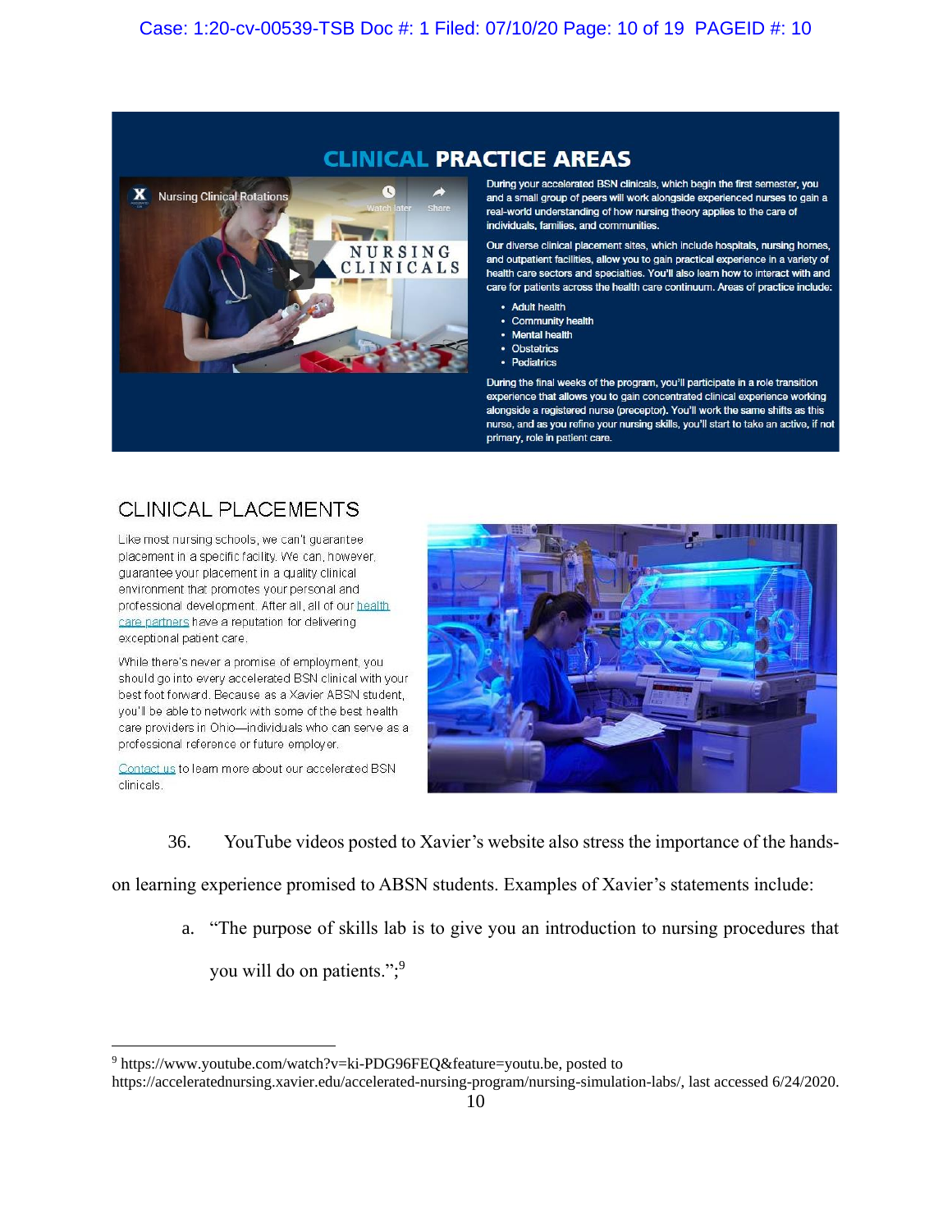## CLINICAL PRACTICE AREAS

Nursing Clinical Rotations

NURSING CLINICALS

During your accelerated BSN clinicals, which begin the first semester, you and a small group of peers will work alongside experienced nurses to gain a real-world understanding of how nursing theory applies to the care of individuals, families, and communities.

Our diverse clinical placement sites, which include hospitals, nursing homes, and outpatient facilities, allow you to gain practical experience in a variety of health care sectors and specialties. You'll also learn how to interact with and care for patients across the health care continuum. Areas of practice include:

- Adult health
- Community health
- Mental health
- Obstetrics
- Pediatrics

During the final weeks of the program, you'll participate in a role transition experience that allows you to gain concentrated clinical experience working alongside a registered nurse (preceptor). You'll work the same shifts as this nurse, and as you refine your nursing skills, you'll start to take an active, if not primary, role in patient care.

## CLINICAL PLACEMENTS

Like most nursing schools, we can't guarantee placement in a specific facility. We can, however, guarantee your placement in a quality clinical environment that promotes your personal and professional development. After all, all of our health care partners have a reputation for delivering exceptional patient care.

While there's never a promise of employment, you should go into every accelerated BSN clinical with your best foot forward. Because as a Xavier ABSN student, you'll be able to network with some of the best health care providers in Ohio—individuals who can serve as a professional reference or future employer.

Contact us to learn more about our accelerated BSN clinicals.

36. YouTube videos posted to Xavier's website also stress the importance of the hands-on learning experience promised to ABSN students. Examples of Xavier's statements include:

a. "The purpose of skills lab is to give you an introduction to nursing procedures that you will do on patients.";[9]

---

[9] https://www.youtube.com/watch?v=ki-PDG96FEQ&feature=youtu.be, posted to https://acceleratednursing.xavier.edu/accelerated-nursing-program/nursing-simulation-labs/, last accessed 6/24/2020.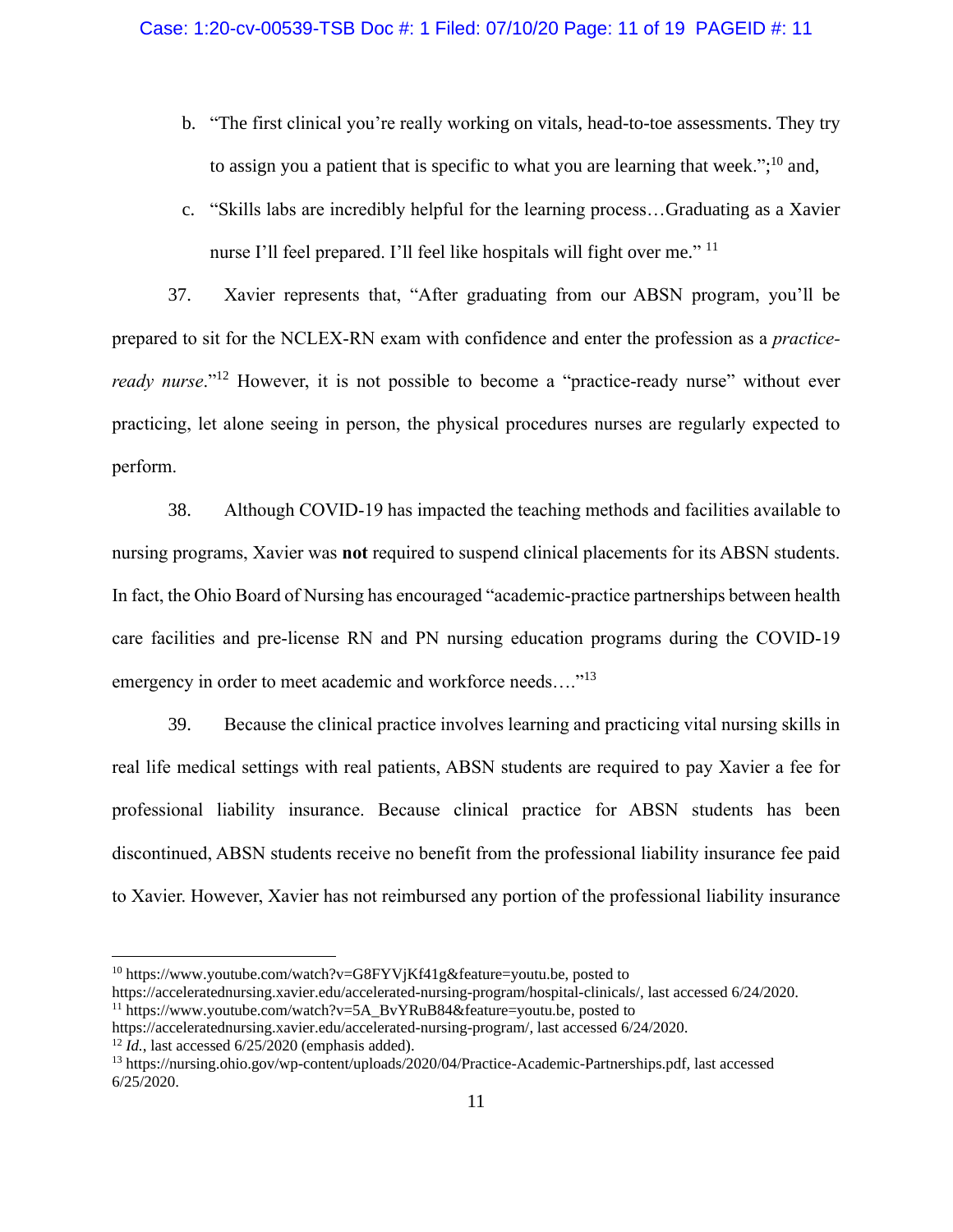b. "The first clinical you're really working on vitals, head-to-toe assessments. They try to assign you a patient that is specific to what you are learning that week.";[10] and,

c. "Skills labs are incredibly helpful for the learning process…Graduating as a Xavier nurse I'll feel prepared. I'll feel like hospitals will fight over me." [11]

37. Xavier represents that, "After graduating from our ABSN program, you'll be prepared to sit for the NCLEX-RN exam with confidence and enter the profession as a *practice-ready nurse*."[12] However, it is not possible to become a "practice-ready nurse" without ever practicing, let alone seeing in person, the physical procedures nurses are regularly expected to perform.

38. Although COVID-19 has impacted the teaching methods and facilities available to nursing programs, Xavier was **not** required to suspend clinical placements for its ABSN students. In fact, the Ohio Board of Nursing has encouraged "academic-practice partnerships between health care facilities and pre-license RN and PN nursing education programs during the COVID-19 emergency in order to meet academic and workforce needs…."[13]

39. Because the clinical practice involves learning and practicing vital nursing skills in real life medical settings with real patients, ABSN students are required to pay Xavier a fee for professional liability insurance. Because clinical practice for ABSN students has been discontinued, ABSN students receive no benefit from the professional liability insurance fee paid to Xavier. However, Xavier has not reimbursed any portion of the professional liability insurance

---

[10] https://www.youtube.com/watch?v=G8FYVjKf41g&feature=youtu.be, posted to https://acceleratednursing.xavier.edu/accelerated-nursing-program/hospital-clinicals/, last accessed 6/24/2020.

[11] https://www.youtube.com/watch?v=5A_BvYRuB84&feature=youtu.be, posted to https://acceleratednursing.xavier.edu/accelerated-nursing-program/, last accessed 6/24/2020.

[12] *Id.*, last accessed 6/25/2020 (emphasis added).

[13] https://nursing.ohio.gov/wp-content/uploads/2020/04/Practice-Academic-Partnerships.pdf, last accessed 6/25/2020.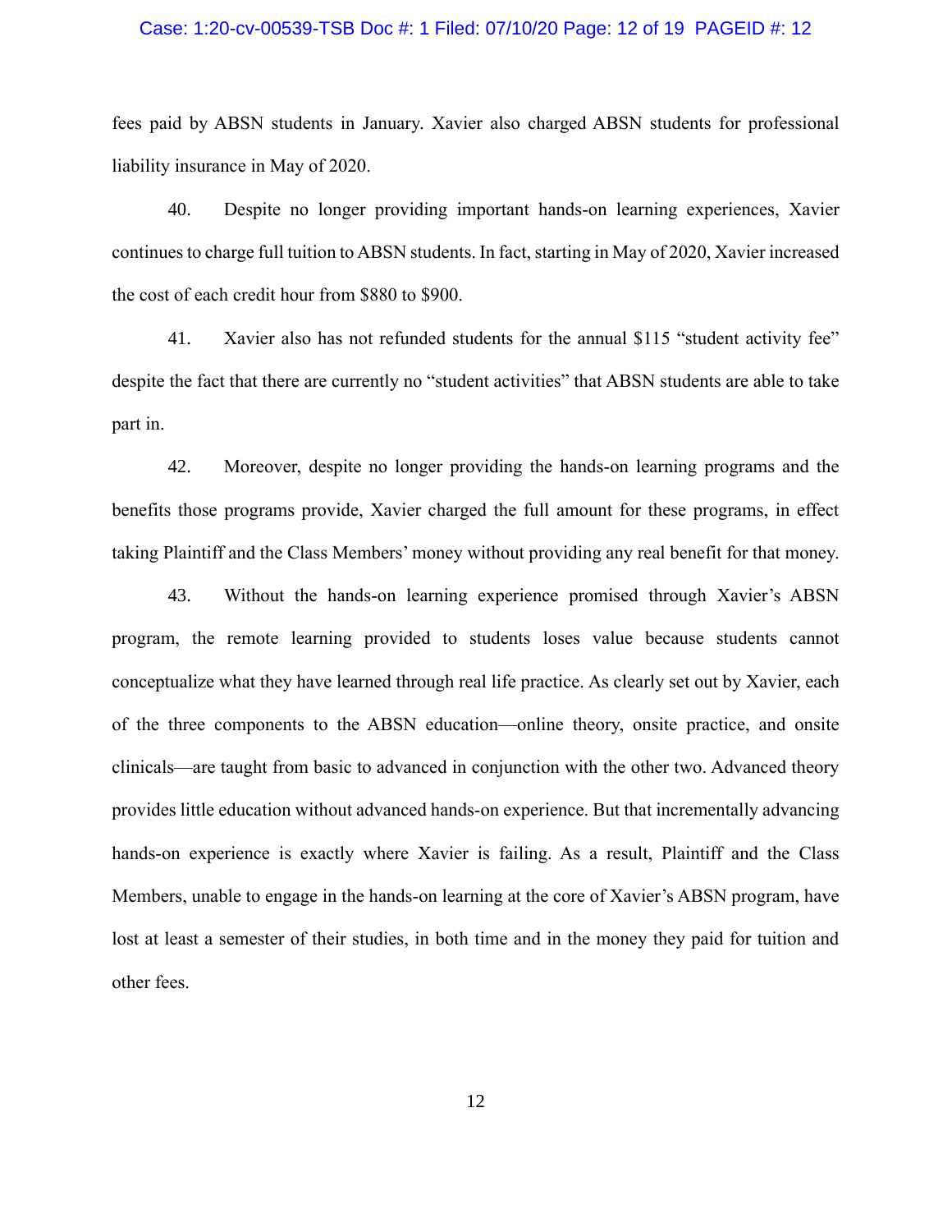fees paid by ABSN students in January. Xavier also charged ABSN students for professional liability insurance in May of 2020.

40. Despite no longer providing important hands-on learning experiences, Xavier continues to charge full tuition to ABSN students. In fact, starting in May of 2020, Xavier increased the cost of each credit hour from $880 to $900.

41. Xavier also has not refunded students for the annual $115 "student activity fee" despite the fact that there are currently no "student activities" that ABSN students are able to take part in.

42. Moreover, despite no longer providing the hands-on learning programs and the benefits those programs provide, Xavier charged the full amount for these programs, in effect taking Plaintiff and the Class Members' money without providing any real benefit for that money.

43. Without the hands-on learning experience promised through Xavier's ABSN program, the remote learning provided to students loses value because students cannot conceptualize what they have learned through real life practice. As clearly set out by Xavier, each of the three components to the ABSN education—online theory, onsite practice, and onsite clinicals—are taught from basic to advanced in conjunction with the other two. Advanced theory provides little education without advanced hands-on experience. But that incrementally advancing hands-on experience is exactly where Xavier is failing. As a result, Plaintiff and the Class Members, unable to engage in the hands-on learning at the core of Xavier's ABSN program, have lost at least a semester of their studies, in both time and in the money they paid for tuition and other fees.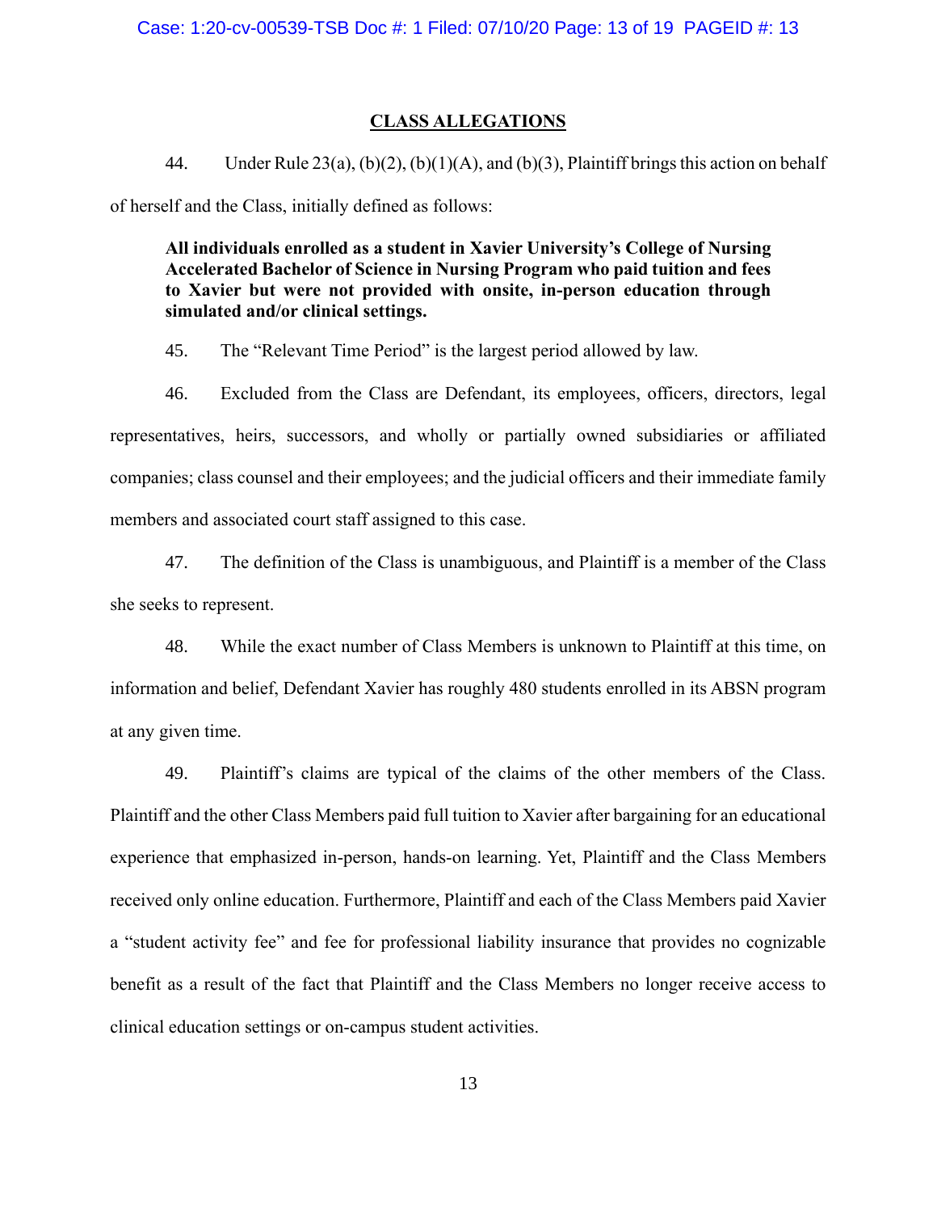## CLASS ALLEGATIONS

44. Under Rule 23(a), (b)(2), (b)(1)(A), and (b)(3), Plaintiff brings this action on behalf of herself and the Class, initially defined as follows:

> **All individuals enrolled as a student in Xavier University's College of Nursing Accelerated Bachelor of Science in Nursing Program who paid tuition and fees to Xavier but were not provided with onsite, in-person education through simulated and/or clinical settings.**

45. The "Relevant Time Period" is the largest period allowed by law.

46. Excluded from the Class are Defendant, its employees, officers, directors, legal representatives, heirs, successors, and wholly or partially owned subsidiaries or affiliated companies; class counsel and their employees; and the judicial officers and their immediate family members and associated court staff assigned to this case.

47. The definition of the Class is unambiguous, and Plaintiff is a member of the Class she seeks to represent.

48. While the exact number of Class Members is unknown to Plaintiff at this time, on information and belief, Defendant Xavier has roughly 480 students enrolled in its ABSN program at any given time.

49. Plaintiff's claims are typical of the claims of the other members of the Class. Plaintiff and the other Class Members paid full tuition to Xavier after bargaining for an educational experience that emphasized in-person, hands-on learning. Yet, Plaintiff and the Class Members received only online education. Furthermore, Plaintiff and each of the Class Members paid Xavier a "student activity fee" and fee for professional liability insurance that provides no cognizable benefit as a result of the fact that Plaintiff and the Class Members no longer receive access to clinical education settings or on-campus student activities.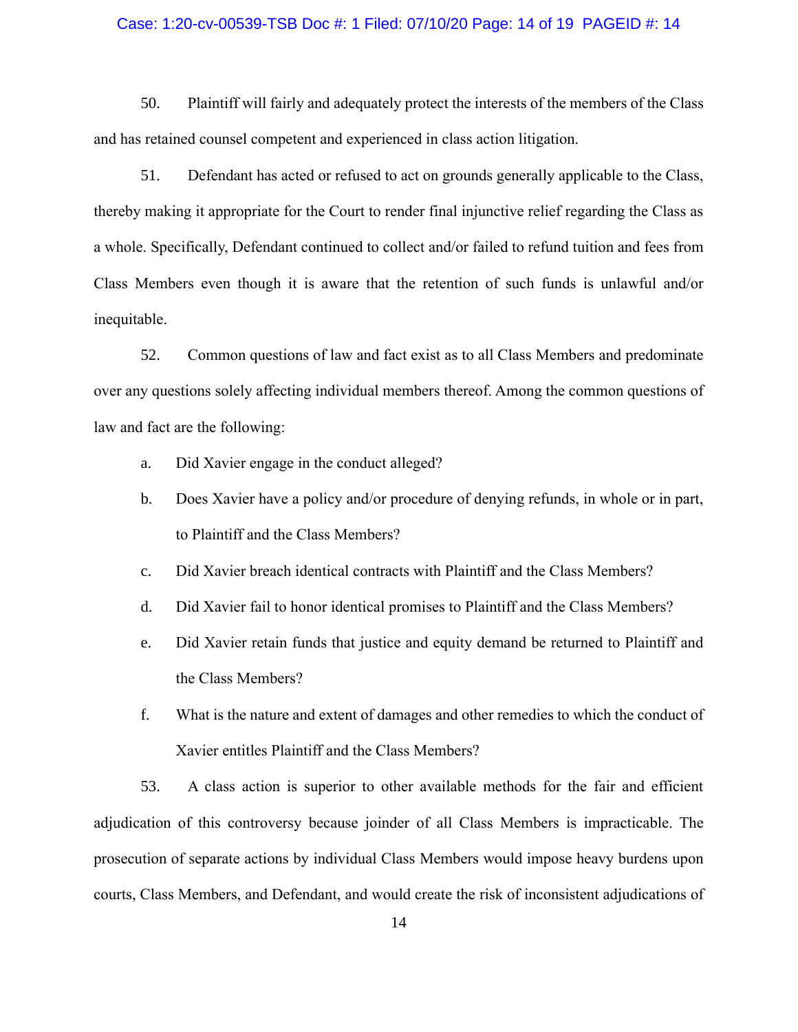50. Plaintiff will fairly and adequately protect the interests of the members of the Class and has retained counsel competent and experienced in class action litigation.

51. Defendant has acted or refused to act on grounds generally applicable to the Class, thereby making it appropriate for the Court to render final injunctive relief regarding the Class as a whole. Specifically, Defendant continued to collect and/or failed to refund tuition and fees from Class Members even though it is aware that the retention of such funds is unlawful and/or inequitable.

52. Common questions of law and fact exist as to all Class Members and predominate over any questions solely affecting individual members thereof. Among the common questions of law and fact are the following:

a. Did Xavier engage in the conduct alleged?

b. Does Xavier have a policy and/or procedure of denying refunds, in whole or in part, to Plaintiff and the Class Members?

c. Did Xavier breach identical contracts with Plaintiff and the Class Members?

d. Did Xavier fail to honor identical promises to Plaintiff and the Class Members?

e. Did Xavier retain funds that justice and equity demand be returned to Plaintiff and the Class Members?

f. What is the nature and extent of damages and other remedies to which the conduct of Xavier entitles Plaintiff and the Class Members?

53. A class action is superior to other available methods for the fair and efficient adjudication of this controversy because joinder of all Class Members is impracticable. The prosecution of separate actions by individual Class Members would impose heavy burdens upon courts, Class Members, and Defendant, and would create the risk of inconsistent adjudications of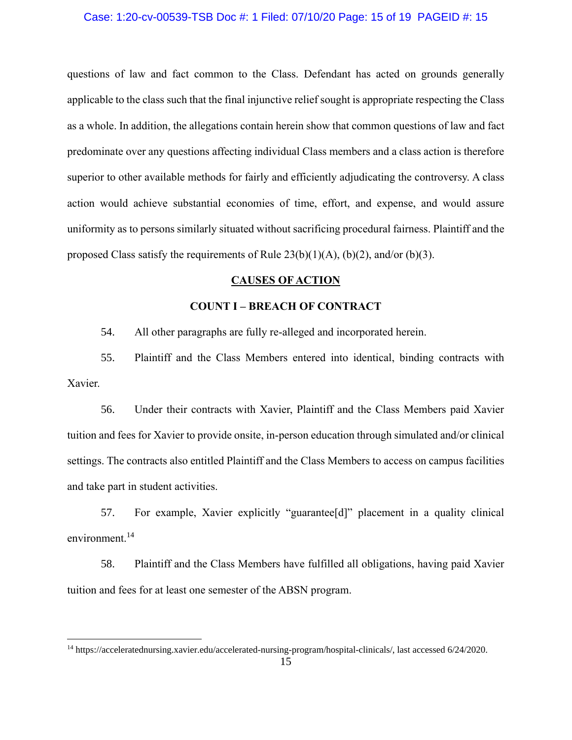questions of law and fact common to the Class. Defendant has acted on grounds generally applicable to the class such that the final injunctive relief sought is appropriate respecting the Class as a whole. In addition, the allegations contain herein show that common questions of law and fact predominate over any questions affecting individual Class members and a class action is therefore superior to other available methods for fairly and efficiently adjudicating the controversy. A class action would achieve substantial economies of time, effort, and expense, and would assure uniformity as to persons similarly situated without sacrificing procedural fairness. Plaintiff and the proposed Class satisfy the requirements of Rule 23(b)(1)(A), (b)(2), and/or (b)(3).

## CAUSES OF ACTION

### COUNT I – BREACH OF CONTRACT

54. All other paragraphs are fully re-alleged and incorporated herein.

55. Plaintiff and the Class Members entered into identical, binding contracts with Xavier.

56. Under their contracts with Xavier, Plaintiff and the Class Members paid Xavier tuition and fees for Xavier to provide onsite, in-person education through simulated and/or clinical settings. The contracts also entitled Plaintiff and the Class Members to access on campus facilities and take part in student activities.

57. For example, Xavier explicitly "guarantee[d]" placement in a quality clinical environment.[14]

58. Plaintiff and the Class Members have fulfilled all obligations, having paid Xavier tuition and fees for at least one semester of the ABSN program.

[14] https://acceleratednursing.xavier.edu/accelerated-nursing-program/hospital-clinicals/, last accessed 6/24/2020.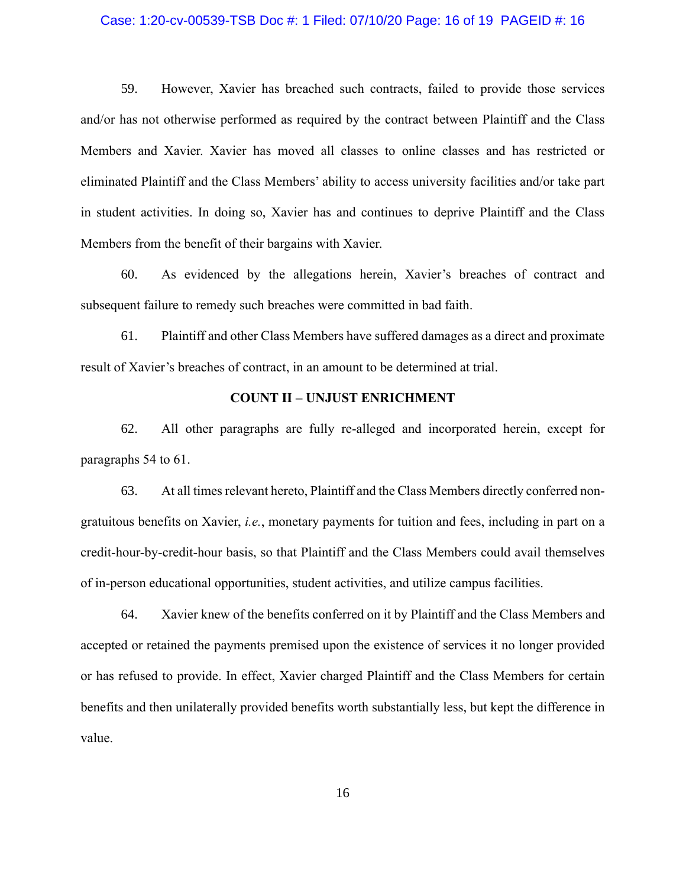59. However, Xavier has breached such contracts, failed to provide those services and/or has not otherwise performed as required by the contract between Plaintiff and the Class Members and Xavier. Xavier has moved all classes to online classes and has restricted or eliminated Plaintiff and the Class Members' ability to access university facilities and/or take part in student activities. In doing so, Xavier has and continues to deprive Plaintiff and the Class Members from the benefit of their bargains with Xavier.

60. As evidenced by the allegations herein, Xavier's breaches of contract and subsequent failure to remedy such breaches were committed in bad faith.

61. Plaintiff and other Class Members have suffered damages as a direct and proximate result of Xavier's breaches of contract, in an amount to be determined at trial.

**COUNT II – UNJUST ENRICHMENT**

62. All other paragraphs are fully re-alleged and incorporated herein, except for paragraphs 54 to 61.

63. At all times relevant hereto, Plaintiff and the Class Members directly conferred non-gratuitous benefits on Xavier, *i.e.*, monetary payments for tuition and fees, including in part on a credit-hour-by-credit-hour basis, so that Plaintiff and the Class Members could avail themselves of in-person educational opportunities, student activities, and utilize campus facilities.

64. Xavier knew of the benefits conferred on it by Plaintiff and the Class Members and accepted or retained the payments premised upon the existence of services it no longer provided or has refused to provide. In effect, Xavier charged Plaintiff and the Class Members for certain benefits and then unilaterally provided benefits worth substantially less, but kept the difference in value.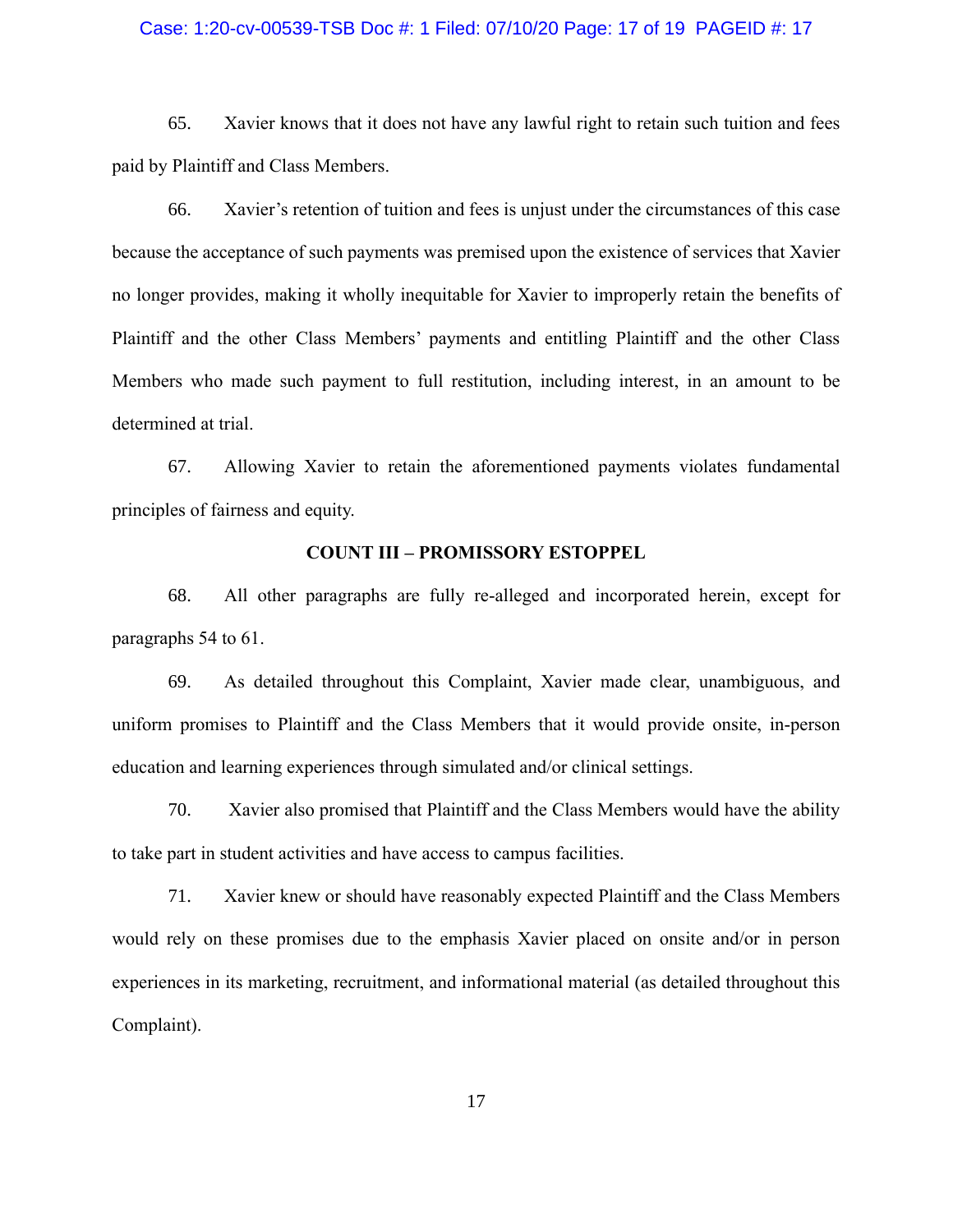65. Xavier knows that it does not have any lawful right to retain such tuition and fees paid by Plaintiff and Class Members.

66. Xavier's retention of tuition and fees is unjust under the circumstances of this case because the acceptance of such payments was premised upon the existence of services that Xavier no longer provides, making it wholly inequitable for Xavier to improperly retain the benefits of Plaintiff and the other Class Members' payments and entitling Plaintiff and the other Class Members who made such payment to full restitution, including interest, in an amount to be determined at trial.

67. Allowing Xavier to retain the aforementioned payments violates fundamental principles of fairness and equity.

## COUNT III – PROMISSORY ESTOPPEL

68. All other paragraphs are fully re-alleged and incorporated herein, except for paragraphs 54 to 61.

69. As detailed throughout this Complaint, Xavier made clear, unambiguous, and uniform promises to Plaintiff and the Class Members that it would provide onsite, in-person education and learning experiences through simulated and/or clinical settings.

70. Xavier also promised that Plaintiff and the Class Members would have the ability to take part in student activities and have access to campus facilities.

71. Xavier knew or should have reasonably expected Plaintiff and the Class Members would rely on these promises due to the emphasis Xavier placed on onsite and/or in person experiences in its marketing, recruitment, and informational material (as detailed throughout this Complaint).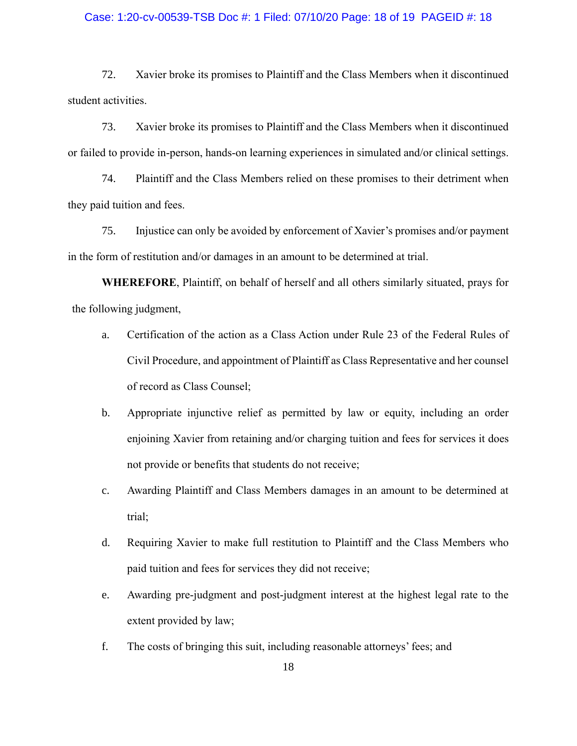72. Xavier broke its promises to Plaintiff and the Class Members when it discontinued student activities.

73. Xavier broke its promises to Plaintiff and the Class Members when it discontinued or failed to provide in-person, hands-on learning experiences in simulated and/or clinical settings.

74. Plaintiff and the Class Members relied on these promises to their detriment when they paid tuition and fees.

75. Injustice can only be avoided by enforcement of Xavier's promises and/or payment in the form of restitution and/or damages in an amount to be determined at trial.

**WHEREFORE**, Plaintiff, on behalf of herself and all others similarly situated, prays for the following judgment,

a. Certification of the action as a Class Action under Rule 23 of the Federal Rules of Civil Procedure, and appointment of Plaintiff as Class Representative and her counsel of record as Class Counsel;

b. Appropriate injunctive relief as permitted by law or equity, including an order enjoining Xavier from retaining and/or charging tuition and fees for services it does not provide or benefits that students do not receive;

c. Awarding Plaintiff and Class Members damages in an amount to be determined at trial;

d. Requiring Xavier to make full restitution to Plaintiff and the Class Members who paid tuition and fees for services they did not receive;

e. Awarding pre-judgment and post-judgment interest at the highest legal rate to the extent provided by law;

f. The costs of bringing this suit, including reasonable attorneys' fees; and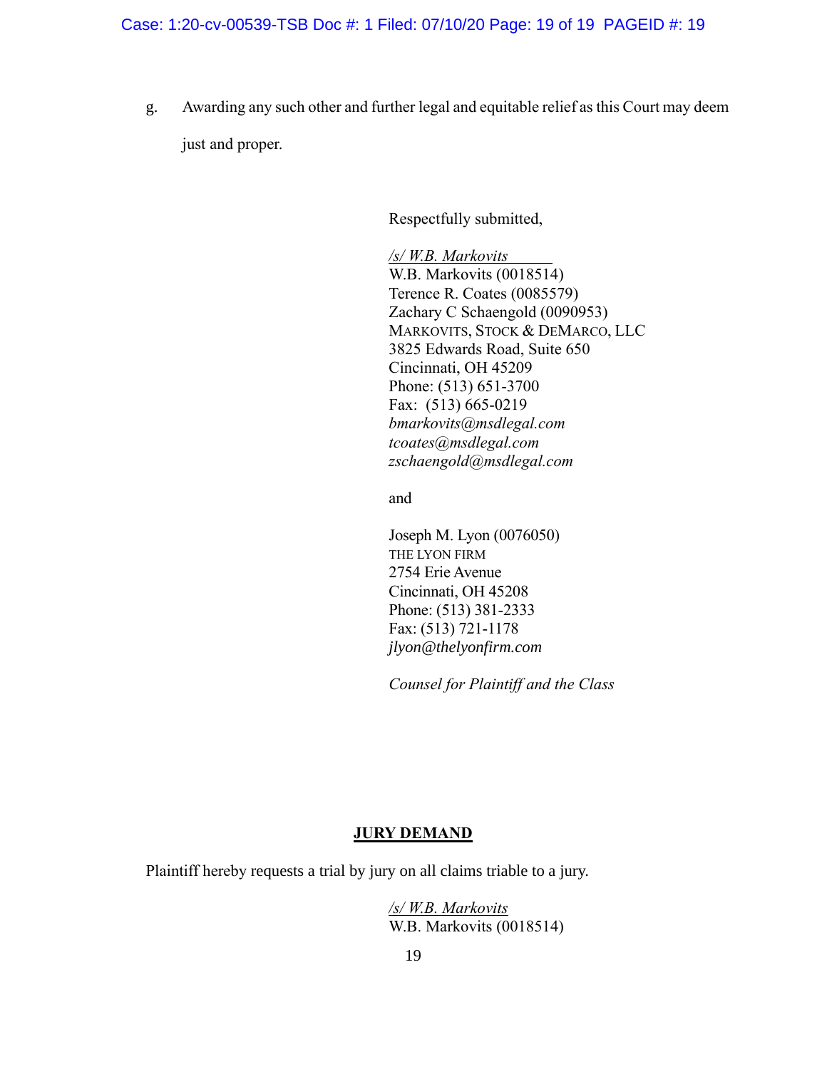g. Awarding any such other and further legal and equitable relief as this Court may deem just and proper.

Respectfully submitted,

*/s/ W.B. Markovits*
W.B. Markovits (0018514)
Terence R. Coates (0085579)
Zachary C Schaengold (0090953)
MARKOVITS, STOCK & DEMARCO, LLC
3825 Edwards Road, Suite 650
Cincinnati, OH 45209
Phone: (513) 651-3700
Fax: (513) 665-0219
*bmarkovits@msdlegal.com*
*tcoates@msdlegal.com*
*zschaengold@msdlegal.com*

and

Joseph M. Lyon (0076050)
THE LYON FIRM
2754 Erie Avenue
Cincinnati, OH 45208
Phone: (513) 381-2333
Fax: (513) 721-1178
*jlyon@thelyonfirm.com*

*Counsel for Plaintiff and the Class*

## JURY DEMAND

Plaintiff hereby requests a trial by jury on all claims triable to a jury.

*/s/ W.B. Markovits*
W.B. Markovits (0018514)